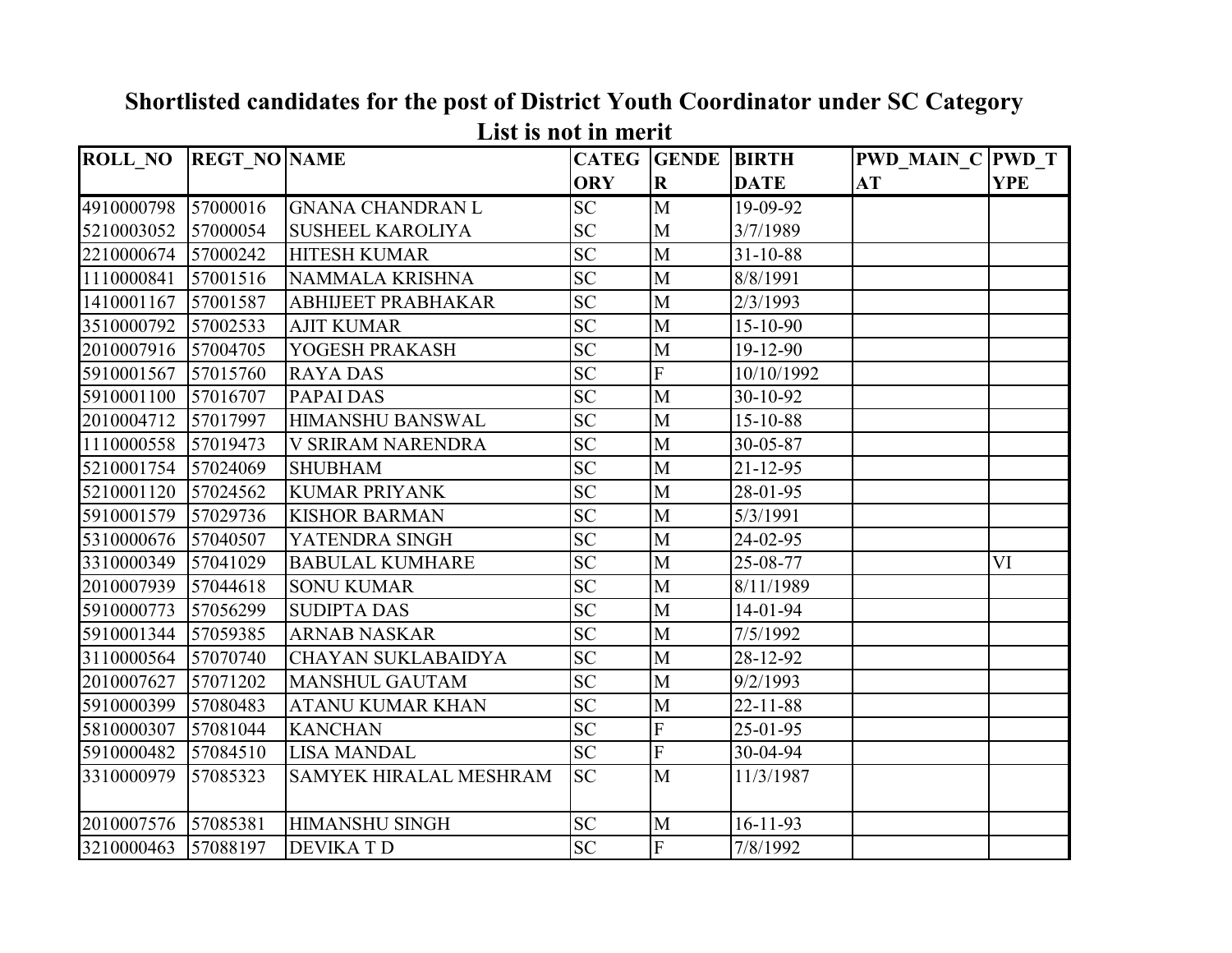# Shortlisted candidates for the post of District Youth Coordinator under SC Category

## List is not in merit

| ROLL_NO | REGT_NO | NAME | CATEGORY | GENDER | BIRTH DATE | PWD_MAIN_CAT | PWD_TYPE |
|---|---|---|---|---|---|---|---|
| 4910000798 | 57000016 | GNANA CHANDRAN L | SC | M | 19-09-92 | | |
| 5210003052 | 57000054 | SUSHEEL KAROLIYA | SC | M | 3/7/1989 | | |
| 2210000674 | 57000242 | HITESH KUMAR | SC | M | 31-10-88 | | |
| 1110000841 | 57001516 | NAMMALA KRISHNA | SC | M | 8/8/1991 | | |
| 1410001167 | 57001587 | ABHIJEET PRABHAKAR | SC | M | 2/3/1993 | | |
| 3510000792 | 57002533 | AJIT KUMAR | SC | M | 15-10-90 | | |
| 2010007916 | 57004705 | YOGESH PRAKASH | SC | M | 19-12-90 | | |
| 5910001567 | 57015760 | RAYA DAS | SC | F | 10/10/1992 | | |
| 5910001100 | 57016707 | PAPAI DAS | SC | M | 30-10-92 | | |
| 2010004712 | 57017997 | HIMANSHU BANSWAL | SC | M | 15-10-88 | | |
| 1110000558 | 57019473 | V SRIRAM NARENDRA | SC | M | 30-05-87 | | |
| 5210001754 | 57024069 | SHUBHAM | SC | M | 21-12-95 | | |
| 5210001120 | 57024562 | KUMAR PRIYANK | SC | M | 28-01-95 | | |
| 5910001579 | 57029736 | KISHOR BARMAN | SC | M | 5/3/1991 | | |
| 5310000676 | 57040507 | YATENDRA SINGH | SC | M | 24-02-95 | | |
| 3310000349 | 57041029 | BABULAL KUMHARE | SC | M | 25-08-77 | | VI |
| 2010007939 | 57044618 | SONU KUMAR | SC | M | 8/11/1989 | | |
| 5910000773 | 57056299 | SUDIPTA DAS | SC | M | 14-01-94 | | |
| 5910001344 | 57059385 | ARNAB NASKAR | SC | M | 7/5/1992 | | |
| 3110000564 | 57070740 | CHAYAN SUKLABAIDYA | SC | M | 28-12-92 | | |
| 2010007627 | 57071202 | MANSHUL GAUTAM | SC | M | 9/2/1993 | | |
| 5910000399 | 57080483 | ATANU KUMAR KHAN | SC | M | 22-11-88 | | |
| 5810000307 | 57081044 | KANCHAN | SC | F | 25-01-95 | | |
| 5910000482 | 57084510 | LISA MANDAL | SC | F | 30-04-94 | | |
| 3310000979 | 57085323 | SAMYEK HIRALAL MESHRAM | SC | M | 11/3/1987 | | |
| 2010007576 | 57085381 | HIMANSHU SINGH | SC | M | 16-11-93 | | |
| 3210000463 | 57088197 | DEVIKA T D | SC | F | 7/8/1992 | | |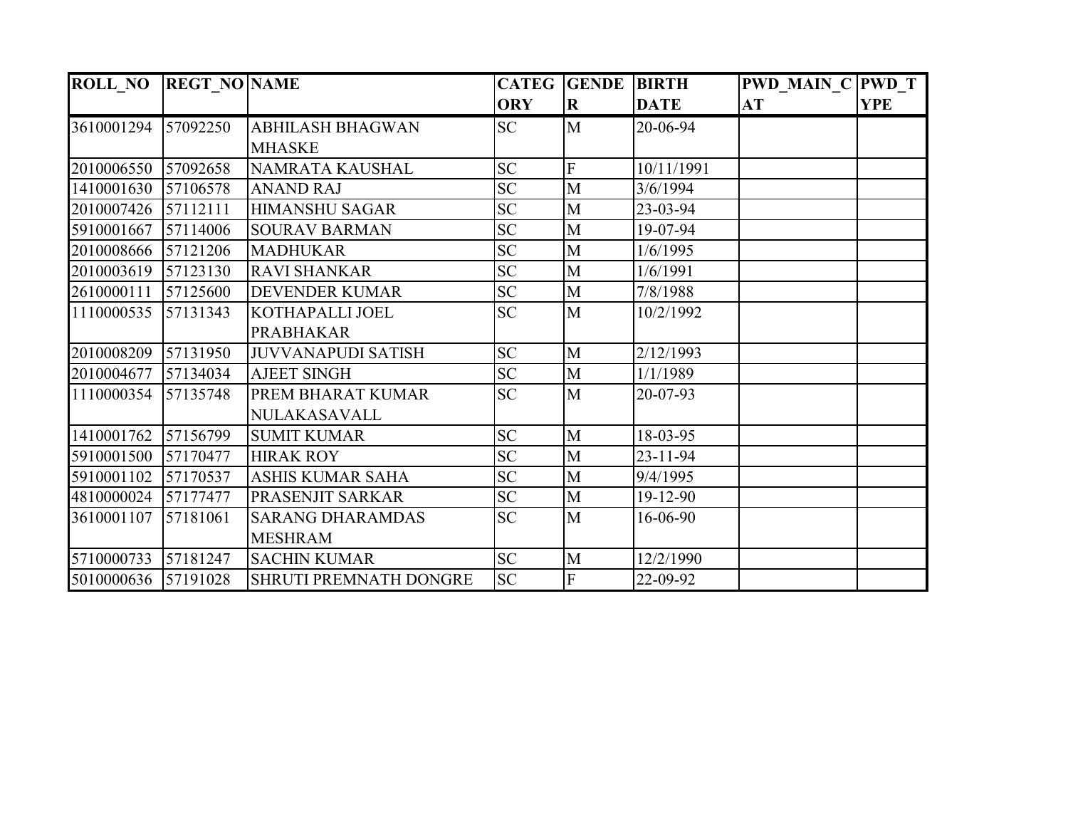| ROLL_NO | REGT_NO | NAME | CATEGORY | GENDER | BIRTH DATE | PWD_MAIN_CAT | PWD_TYPE |
|---|---|---|---|---|---|---|---|
| 3610001294 | 57092250 | ABHILASH BHAGWAN MHASKE | SC | M | 20-06-94 | | |
| 2010006550 | 57092658 | NAMRATA KAUSHAL | SC | F | 10/11/1991 | | |
| 1410001630 | 57106578 | ANAND RAJ | SC | M | 3/6/1994 | | |
| 2010007426 | 57112111 | HIMANSHU SAGAR | SC | M | 23-03-94 | | |
| 5910001667 | 57114006 | SOURAV BARMAN | SC | M | 19-07-94 | | |
| 2010008666 | 57121206 | MADHUKAR | SC | M | 1/6/1995 | | |
| 2010003619 | 57123130 | RAVI SHANKAR | SC | M | 1/6/1991 | | |
| 2610000111 | 57125600 | DEVENDER KUMAR | SC | M | 7/8/1988 | | |
| 1110000535 | 57131343 | KOTHAPALLI JOEL PRABHAKAR | SC | M | 10/2/1992 | | |
| 2010008209 | 57131950 | JUVVANAPUDI SATISH | SC | M | 2/12/1993 | | |
| 2010004677 | 57134034 | AJEET SINGH | SC | M | 1/1/1989 | | |
| 1110000354 | 57135748 | PREM BHARAT KUMAR NULAKASAVALL | SC | M | 20-07-93 | | |
| 1410001762 | 57156799 | SUMIT KUMAR | SC | M | 18-03-95 | | |
| 5910001500 | 57170477 | HIRAK ROY | SC | M | 23-11-94 | | |
| 5910001102 | 57170537 | ASHIS KUMAR SAHA | SC | M | 9/4/1995 | | |
| 4810000024 | 57177477 | PRASENJIT SARKAR | SC | M | 19-12-90 | | |
| 3610001107 | 57181061 | SARANG DHARAMDAS MESHRAM | SC | M | 16-06-90 | | |
| 5710000733 | 57181247 | SACHIN KUMAR | SC | M | 12/2/1990 | | |
| 5010000636 | 57191028 | SHRUTI PREMNATH DONGRE | SC | F | 22-09-92 | | |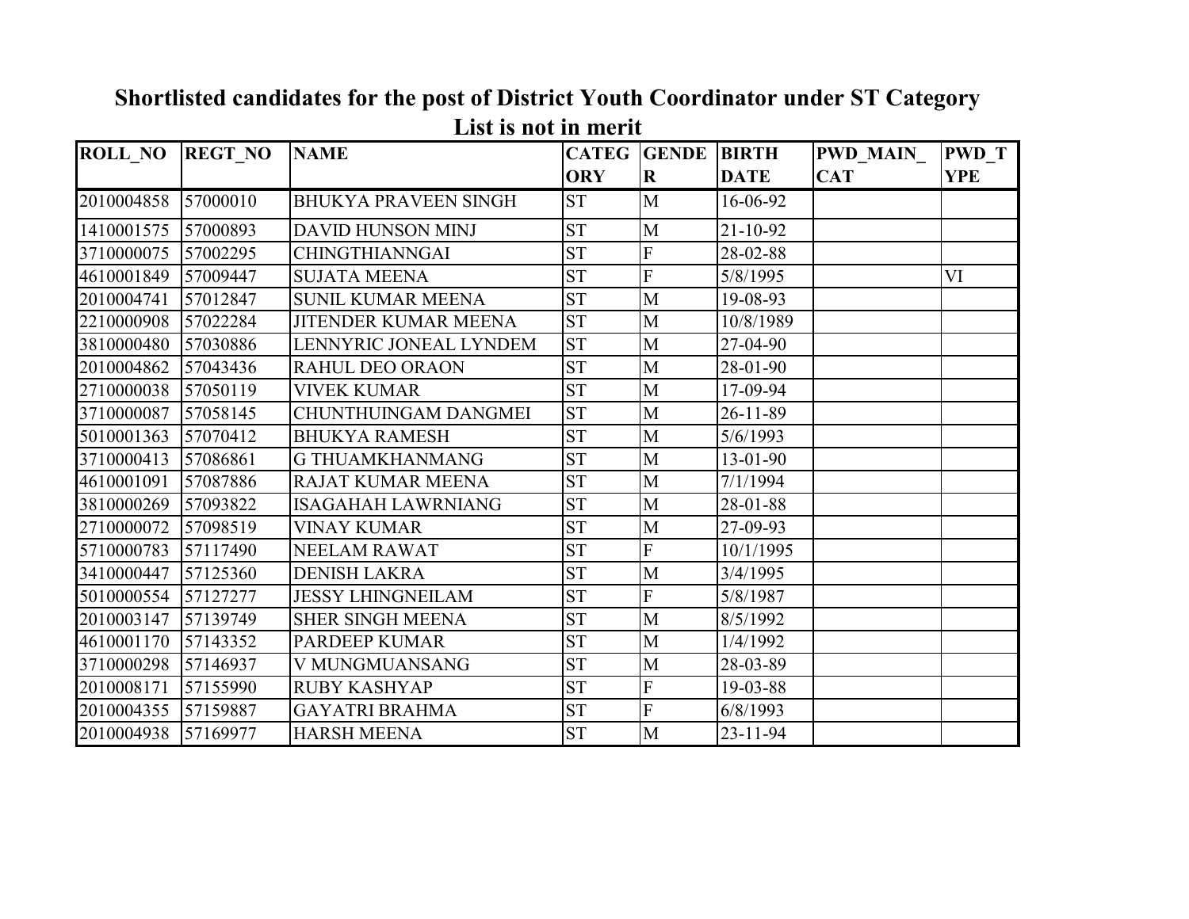## Shortlisted candidates for the post of District Youth Coordinator under ST Category

**List is not in merit**

| ROLL_NO | REGT_NO | NAME | CATEGORY | GENDER | BIRTH DATE | PWD_MAIN_CAT | PWD_TYPE |
|---|---|---|---|---|---|---|---|
| 2010004858 | 57000010 | BHUKYA PRAVEEN SINGH | ST | M | 16-06-92 | | |
| 1410001575 | 57000893 | DAVID HUNSON MINJ | ST | M | 21-10-92 | | |
| 3710000075 | 57002295 | CHINGTHIANNGAI | ST | F | 28-02-88 | | |
| 4610001849 | 57009447 | SUJATA MEENA | ST | F | 5/8/1995 | | VI |
| 2010004741 | 57012847 | SUNIL KUMAR MEENA | ST | M | 19-08-93 | | |
| 2210000908 | 57022284 | JITENDER KUMAR MEENA | ST | M | 10/8/1989 | | |
| 3810000480 | 57030886 | LENNYRIC JONEAL LYNDEM | ST | M | 27-04-90 | | |
| 2010004862 | 57043436 | RAHUL DEO ORAON | ST | M | 28-01-90 | | |
| 2710000038 | 57050119 | VIVEK KUMAR | ST | M | 17-09-94 | | |
| 3710000087 | 57058145 | CHUNTHUINGAM DANGMEI | ST | M | 26-11-89 | | |
| 5010001363 | 57070412 | BHUKYA RAMESH | ST | M | 5/6/1993 | | |
| 3710000413 | 57086861 | G THUAMKHANMANG | ST | M | 13-01-90 | | |
| 4610001091 | 57087886 | RAJAT KUMAR MEENA | ST | M | 7/1/1994 | | |
| 3810000269 | 57093822 | ISAGAHAH LAWRNIANG | ST | M | 28-01-88 | | |
| 2710000072 | 57098519 | VINAY KUMAR | ST | M | 27-09-93 | | |
| 5710000783 | 57117490 | NEELAM RAWAT | ST | F | 10/1/1995 | | |
| 3410000447 | 57125360 | DENISH LAKRA | ST | M | 3/4/1995 | | |
| 5010000554 | 57127277 | JESSY LHINGNEILAM | ST | F | 5/8/1987 | | |
| 2010003147 | 57139749 | SHER SINGH MEENA | ST | M | 8/5/1992 | | |
| 4610001170 | 57143352 | PARDEEP KUMAR | ST | M | 1/4/1992 | | |
| 3710000298 | 57146937 | V MUNGMUANSANG | ST | M | 28-03-89 | | |
| 2010008171 | 57155990 | RUBY KASHYAP | ST | F | 19-03-88 | | |
| 2010004355 | 57159887 | GAYATRI BRAHMA | ST | F | 6/8/1993 | | |
| 2010004938 | 57169977 | HARSH MEENA | ST | M | 23-11-94 | | |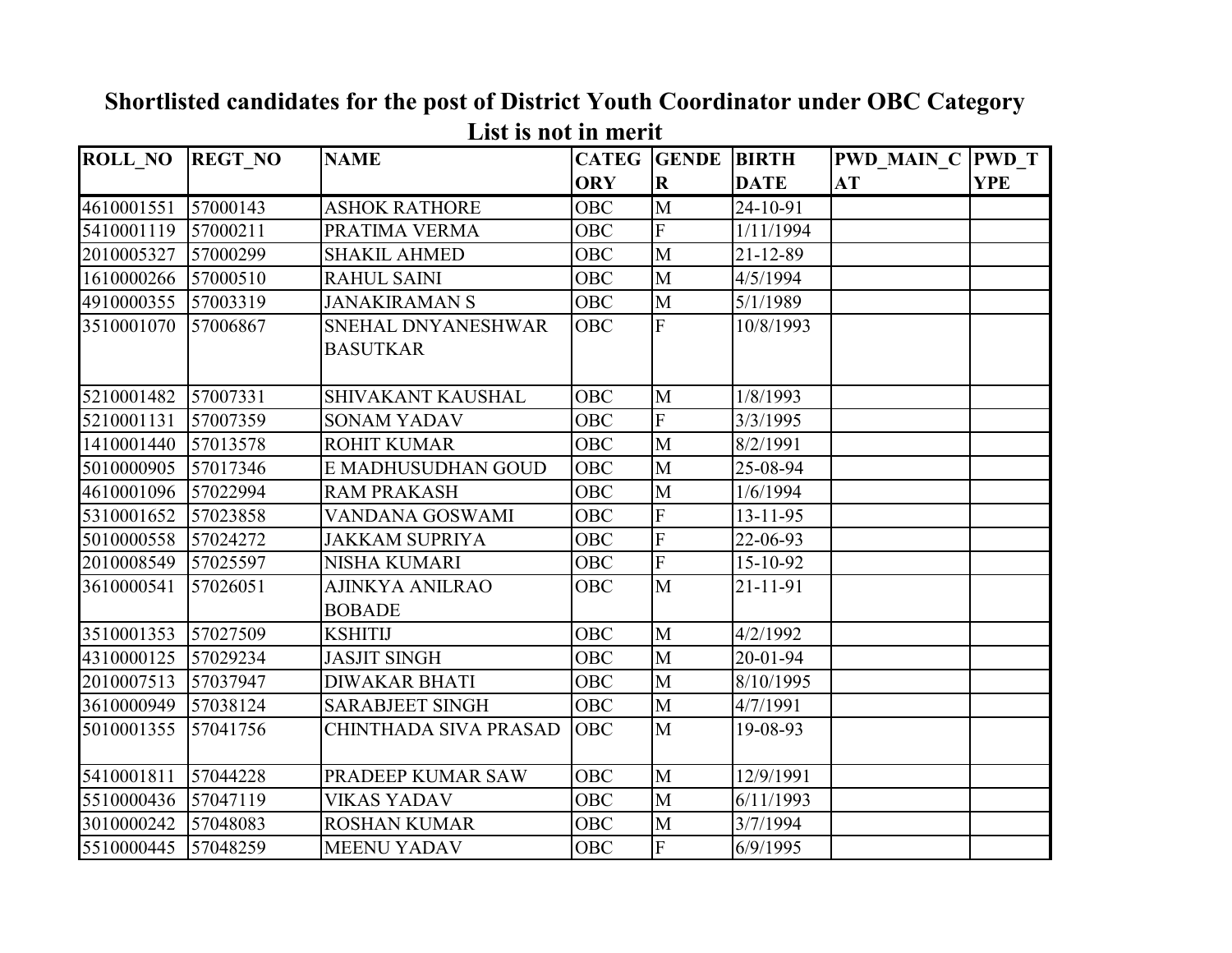**Shortlisted candidates for the post of District Youth Coordinator under OBC Category**

**List is not in merit**

| ROLL_NO | REGT_NO | NAME | CATEGORY | GENDER | BIRTH DATE | PWD_MAIN_CAT | PWD_TYPE |
|---|---|---|---|---|---|---|---|
| 4610001551 | 57000143 | ASHOK RATHORE | OBC | M | 24-10-91 | | |
| 5410001119 | 57000211 | PRATIMA VERMA | OBC | F | 1/11/1994 | | |
| 2010005327 | 57000299 | SHAKIL AHMED | OBC | M | 21-12-89 | | |
| 1610000266 | 57000510 | RAHUL SAINI | OBC | M | 4/5/1994 | | |
| 4910000355 | 57003319 | JANAKIRAMAN S | OBC | M | 5/1/1989 | | |
| 3510001070 | 57006867 | SNEHAL DNYANESHWAR BASUTKAR | OBC | F | 10/8/1993 | | |
| 5210001482 | 57007331 | SHIVAKANT KAUSHAL | OBC | M | 1/8/1993 | | |
| 5210001131 | 57007359 | SONAM YADAV | OBC | F | 3/3/1995 | | |
| 1410001440 | 57013578 | ROHIT KUMAR | OBC | M | 8/2/1991 | | |
| 5010000905 | 57017346 | E MADHUSUDHAN GOUD | OBC | M | 25-08-94 | | |
| 4610001096 | 57022994 | RAM PRAKASH | OBC | M | 1/6/1994 | | |
| 5310001652 | 57023858 | VANDANA GOSWAMI | OBC | F | 13-11-95 | | |
| 5010000558 | 57024272 | JAKKAM SUPRIYA | OBC | F | 22-06-93 | | |
| 2010008549 | 57025597 | NISHA KUMARI | OBC | F | 15-10-92 | | |
| 3610000541 | 57026051 | AJINKYA ANILRAO BOBADE | OBC | M | 21-11-91 | | |
| 3510001353 | 57027509 | KSHITIJ | OBC | M | 4/2/1992 | | |
| 4310000125 | 57029234 | JASJIT SINGH | OBC | M | 20-01-94 | | |
| 2010007513 | 57037947 | DIWAKAR BHATI | OBC | M | 8/10/1995 | | |
| 3610000949 | 57038124 | SARABJEET SINGH | OBC | M | 4/7/1991 | | |
| 5010001355 | 57041756 | CHINTHADA SIVA PRASAD | OBC | M | 19-08-93 | | |
| 5410001811 | 57044228 | PRADEEP KUMAR SAW | OBC | M | 12/9/1991 | | |
| 5510000436 | 57047119 | VIKAS YADAV | OBC | M | 6/11/1993 | | |
| 3010000242 | 57048083 | ROSHAN KUMAR | OBC | M | 3/7/1994 | | |
| 5510000445 | 57048259 | MEENU YADAV | OBC | F | 6/9/1995 | | |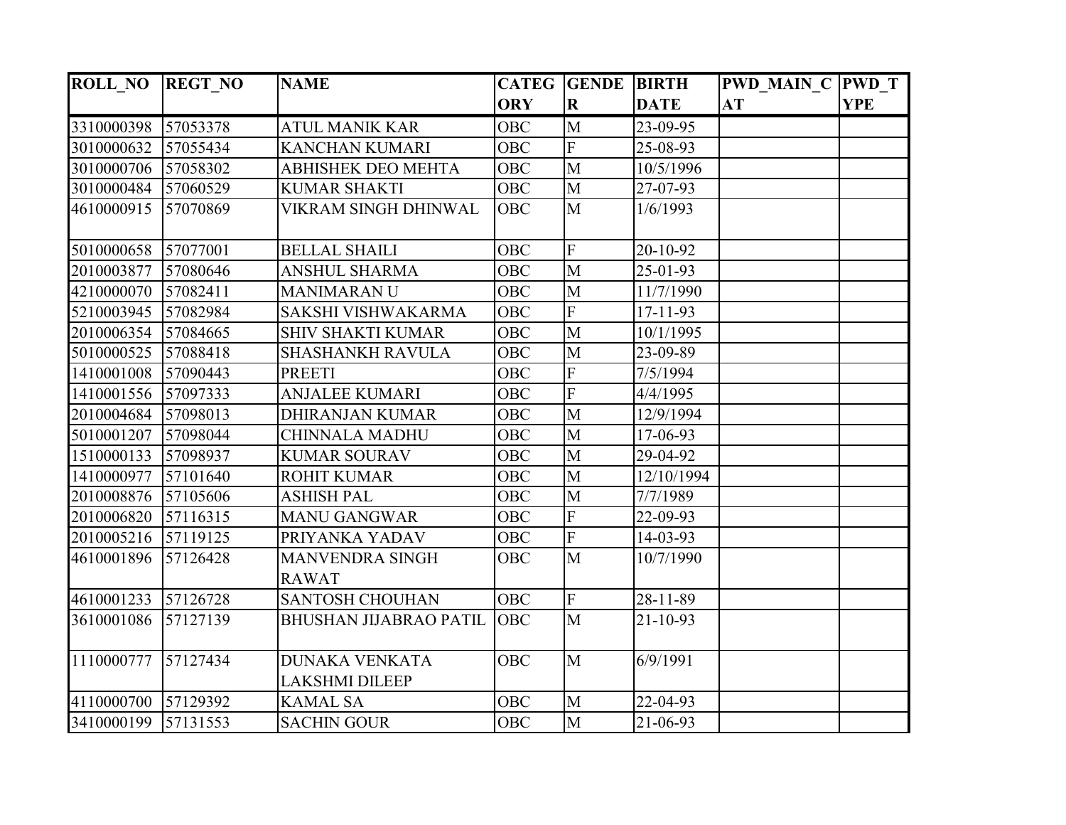| ROLL_NO | REGT_NO | NAME | CATEGORY | GENDER | BIRTH DATE | PWD_MAIN_CAT | PWD_TYPE |
|---|---|---|---|---|---|---|---|
| 3310000398 | 57053378 | ATUL MANIK KAR | OBC | M | 23-09-95 | | |
| 3010000632 | 57055434 | KANCHAN KUMARI | OBC | F | 25-08-93 | | |
| 3010000706 | 57058302 | ABHISHEK DEO MEHTA | OBC | M | 10/5/1996 | | |
| 3010000484 | 57060529 | KUMAR SHAKTI | OBC | M | 27-07-93 | | |
| 4610000915 | 57070869 | VIKRAM SINGH DHINWAL | OBC | M | 1/6/1993 | | |
| 5010000658 | 57077001 | BELLAL SHAILI | OBC | F | 20-10-92 | | |
| 2010003877 | 57080646 | ANSHUL SHARMA | OBC | M | 25-01-93 | | |
| 4210000070 | 57082411 | MANIMARAN U | OBC | M | 11/7/1990 | | |
| 5210003945 | 57082984 | SAKSHI VISHWAKARMA | OBC | F | 17-11-93 | | |
| 2010006354 | 57084665 | SHIV SHAKTI KUMAR | OBC | M | 10/1/1995 | | |
| 5010000525 | 57088418 | SHASHANKH RAVULA | OBC | M | 23-09-89 | | |
| 1410001008 | 57090443 | PREETI | OBC | F | 7/5/1994 | | |
| 1410001556 | 57097333 | ANJALEE KUMARI | OBC | F | 4/4/1995 | | |
| 2010004684 | 57098013 | DHIRANJAN KUMAR | OBC | M | 12/9/1994 | | |
| 5010001207 | 57098044 | CHINNALA MADHU | OBC | M | 17-06-93 | | |
| 1510000133 | 57098937 | KUMAR SOURAV | OBC | M | 29-04-92 | | |
| 1410000977 | 57101640 | ROHIT KUMAR | OBC | M | 12/10/1994 | | |
| 2010008876 | 57105606 | ASHISH PAL | OBC | M | 7/7/1989 | | |
| 2010006820 | 57116315 | MANU GANGWAR | OBC | F | 22-09-93 | | |
| 2010005216 | 57119125 | PRIYANKA YADAV | OBC | F | 14-03-93 | | |
| 4610001896 | 57126428 | MANVENDRA SINGH RAWAT | OBC | M | 10/7/1990 | | |
| 4610001233 | 57126728 | SANTOSH CHOUHAN | OBC | F | 28-11-89 | | |
| 3610001086 | 57127139 | BHUSHAN JIJABRAO PATIL | OBC | M | 21-10-93 | | |
| 1110000777 | 57127434 | DUNAKA VENKATA LAKSHMI DILEEP | OBC | M | 6/9/1991 | | |
| 4110000700 | 57129392 | KAMAL SA | OBC | M | 22-04-93 | | |
| 3410000199 | 57131553 | SACHIN GOUR | OBC | M | 21-06-93 | | |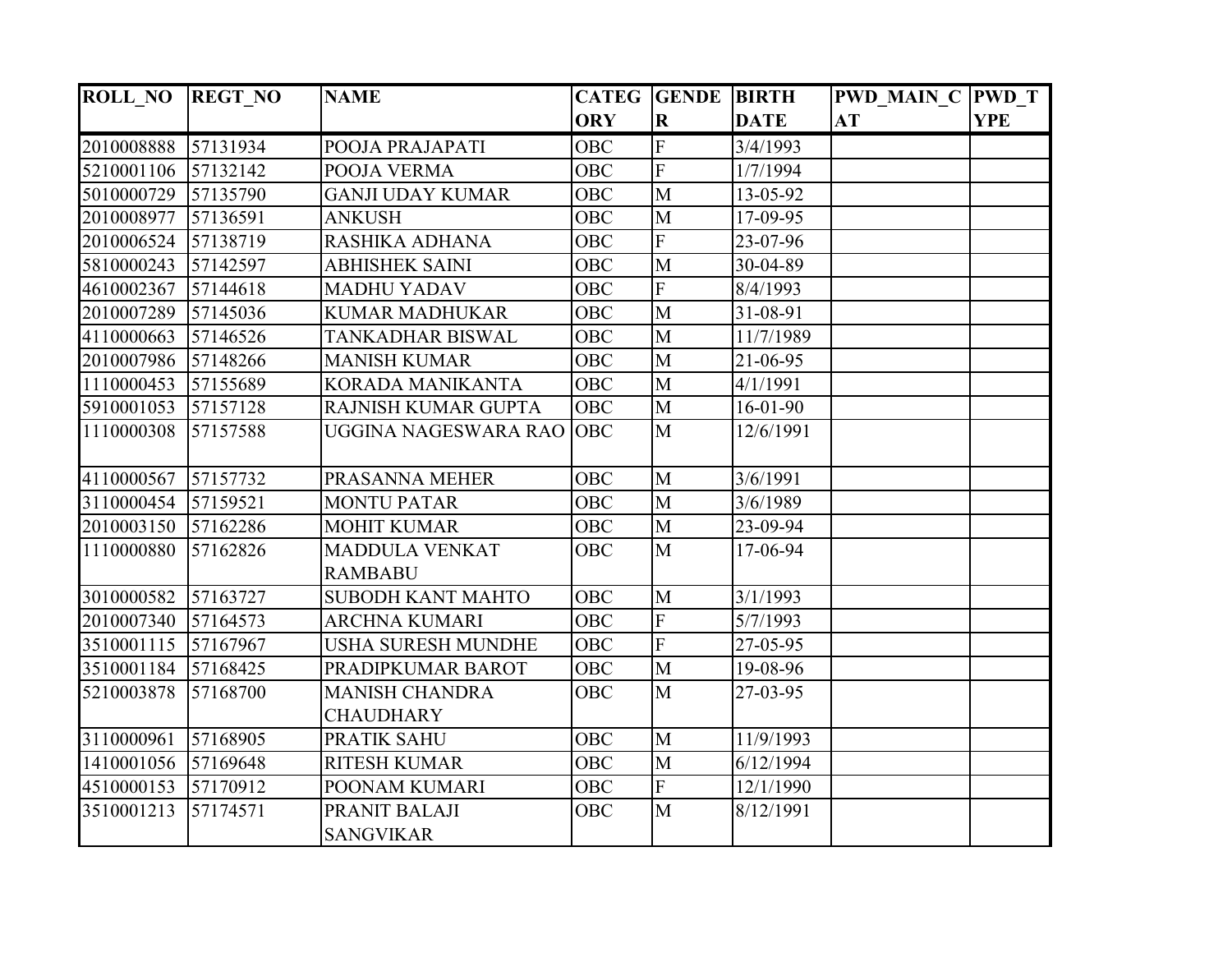| ROLL_NO | REGT_NO | NAME | CATEGORY | GENDER | BIRTH DATE | PWD_MAIN_CAT | PWD_TYPE |
|---|---|---|---|---|---|---|---|
| 2010008888 | 57131934 | POOJA PRAJAPATI | OBC | F | 3/4/1993 | | |
| 5210001106 | 57132142 | POOJA VERMA | OBC | F | 1/7/1994 | | |
| 5010000729 | 57135790 | GANJI UDAY KUMAR | OBC | M | 13-05-92 | | |
| 2010008977 | 57136591 | ANKUSH | OBC | M | 17-09-95 | | |
| 2010006524 | 57138719 | RASHIKA ADHANA | OBC | F | 23-07-96 | | |
| 5810000243 | 57142597 | ABHISHEK SAINI | OBC | M | 30-04-89 | | |
| 4610002367 | 57144618 | MADHU YADAV | OBC | F | 8/4/1993 | | |
| 2010007289 | 57145036 | KUMAR MADHUKAR | OBC | M | 31-08-91 | | |
| 4110000663 | 57146526 | TANKADHAR BISWAL | OBC | M | 11/7/1989 | | |
| 2010007986 | 57148266 | MANISH KUMAR | OBC | M | 21-06-95 | | |
| 1110000453 | 57155689 | KORADA MANIKANTA | OBC | M | 4/1/1991 | | |
| 5910001053 | 57157128 | RAJNISH KUMAR GUPTA | OBC | M | 16-01-90 | | |
| 1110000308 | 57157588 | UGGINA NAGESWARA RAO | OBC | M | 12/6/1991 | | |
| 4110000567 | 57157732 | PRASANNA MEHER | OBC | M | 3/6/1991 | | |
| 3110000454 | 57159521 | MONTU PATAR | OBC | M | 3/6/1989 | | |
| 2010003150 | 57162286 | MOHIT KUMAR | OBC | M | 23-09-94 | | |
| 1110000880 | 57162826 | MADDULA VENKAT RAMBABU | OBC | M | 17-06-94 | | |
| 3010000582 | 57163727 | SUBODH KANT MAHTO | OBC | M | 3/1/1993 | | |
| 2010007340 | 57164573 | ARCHNA KUMARI | OBC | F | 5/7/1993 | | |
| 3510001115 | 57167967 | USHA SURESH MUNDHE | OBC | F | 27-05-95 | | |
| 3510001184 | 57168425 | PRADIPKUMAR BAROT | OBC | M | 19-08-96 | | |
| 5210003878 | 57168700 | MANISH CHANDRA CHAUDHARY | OBC | M | 27-03-95 | | |
| 3110000961 | 57168905 | PRATIK SAHU | OBC | M | 11/9/1993 | | |
| 1410001056 | 57169648 | RITESH KUMAR | OBC | M | 6/12/1994 | | |
| 4510000153 | 57170912 | POONAM KUMARI | OBC | F | 12/1/1990 | | |
| 3510001213 | 57174571 | PRANIT BALAJI SANGVIKAR | OBC | M | 8/12/1991 | | |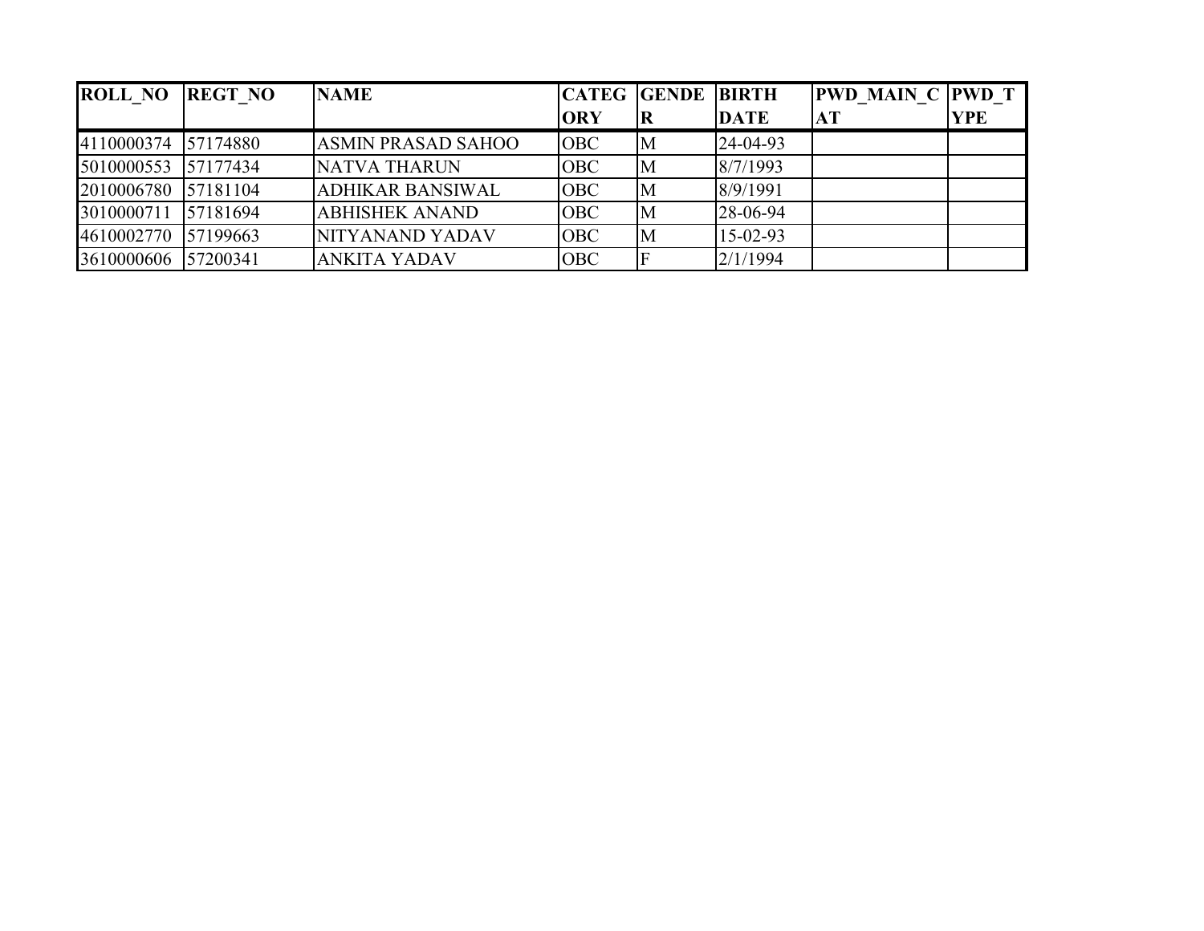| ROLL_NO | REGT_NO | NAME | CATEGORY | GENDER | BIRTH DATE | PWD_MAIN_CAT | PWD_TYPE |
|---|---|---|---|---|---|---|---|
| 4110000374 | 57174880 | ASMIN PRASAD SAHOO | OBC | M | 24-04-93 | | |
| 5010000553 | 57177434 | NATVA THARUN | OBC | M | 8/7/1993 | | |
| 2010006780 | 57181104 | ADHIKAR BANSIWAL | OBC | M | 8/9/1991 | | |
| 3010000711 | 57181694 | ABHISHEK ANAND | OBC | M | 28-06-94 | | |
| 4610002770 | 57199663 | NITYANAND YADAV | OBC | M | 15-02-93 | | |
| 3610000606 | 57200341 | ANKITA YADAV | OBC | F | 2/1/1994 | | |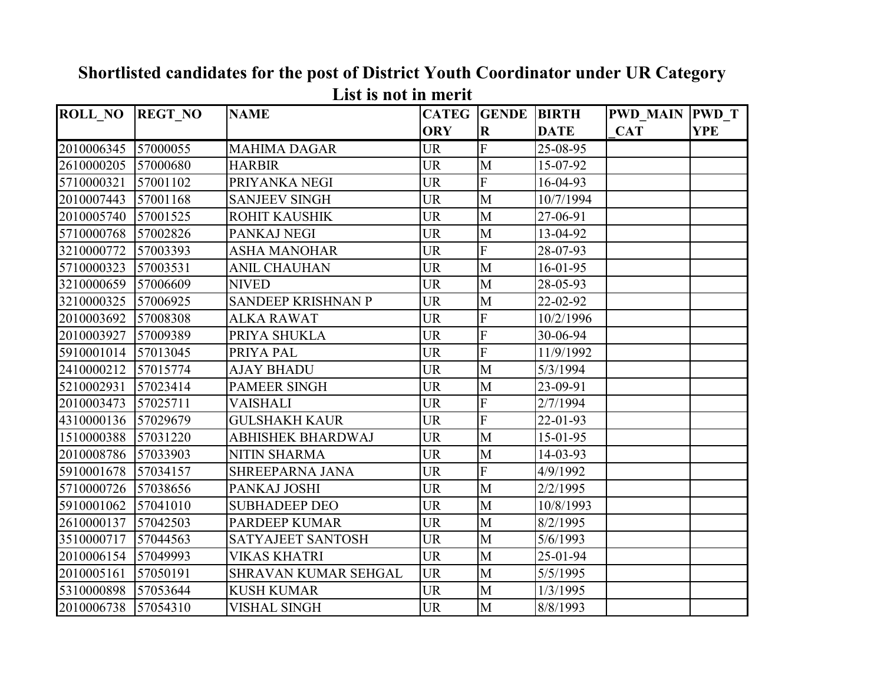# Shortlisted candidates for the post of District Youth Coordinator under UR Category

## List is not in merit

| ROLL_NO | REGT_NO | NAME | CATEGORY | GENDER | BIRTH DATE | PWD_MAIN_CAT | PWD_TYPE |
|---|---|---|---|---|---|---|---|
| 2010006345 | 57000055 | MAHIMA DAGAR | UR | F | 25-08-95 | | |
| 2610000205 | 57000680 | HARBIR | UR | M | 15-07-92 | | |
| 5710000321 | 57001102 | PRIYANKA NEGI | UR | F | 16-04-93 | | |
| 2010007443 | 57001168 | SANJEEV SINGH | UR | M | 10/7/1994 | | |
| 2010005740 | 57001525 | ROHIT KAUSHIK | UR | M | 27-06-91 | | |
| 5710000768 | 57002826 | PANKAJ NEGI | UR | M | 13-04-92 | | |
| 3210000772 | 57003393 | ASHA MANOHAR | UR | F | 28-07-93 | | |
| 5710000323 | 57003531 | ANIL CHAUHAN | UR | M | 16-01-95 | | |
| 3210000659 | 57006609 | NIVED | UR | M | 28-05-93 | | |
| 3210000325 | 57006925 | SANDEEP KRISHNAN P | UR | M | 22-02-92 | | |
| 2010003692 | 57008308 | ALKA RAWAT | UR | F | 10/2/1996 | | |
| 2010003927 | 57009389 | PRIYA SHUKLA | UR | F | 30-06-94 | | |
| 5910001014 | 57013045 | PRIYA PAL | UR | F | 11/9/1992 | | |
| 2410000212 | 57015774 | AJAY BHADU | UR | M | 5/3/1994 | | |
| 5210002931 | 57023414 | PAMEER SINGH | UR | M | 23-09-91 | | |
| 2010003473 | 57025711 | VAISHALI | UR | F | 2/7/1994 | | |
| 4310000136 | 57029679 | GULSHAKH KAUR | UR | F | 22-01-93 | | |
| 1510000388 | 57031220 | ABHISHEK BHARDWAJ | UR | M | 15-01-95 | | |
| 2010008786 | 57033903 | NITIN SHARMA | UR | M | 14-03-93 | | |
| 5910001678 | 57034157 | SHREEPARNA JANA | UR | F | 4/9/1992 | | |
| 5710000726 | 57038656 | PANKAJ JOSHI | UR | M | 2/2/1995 | | |
| 5910001062 | 57041010 | SUBHADEEP DEO | UR | M | 10/8/1993 | | |
| 2610000137 | 57042503 | PARDEEP KUMAR | UR | M | 8/2/1995 | | |
| 3510000717 | 57044563 | SATYAJEET SANTOSH | UR | M | 5/6/1993 | | |
| 2010006154 | 57049993 | VIKAS KHATRI | UR | M | 25-01-94 | | |
| 2010005161 | 57050191 | SHRAVAN KUMAR SEHGAL | UR | M | 5/5/1995 | | |
| 5310000898 | 57053644 | KUSH KUMAR | UR | M | 1/3/1995 | | |
| 2010006738 | 57054310 | VISHAL SINGH | UR | M | 8/8/1993 | | |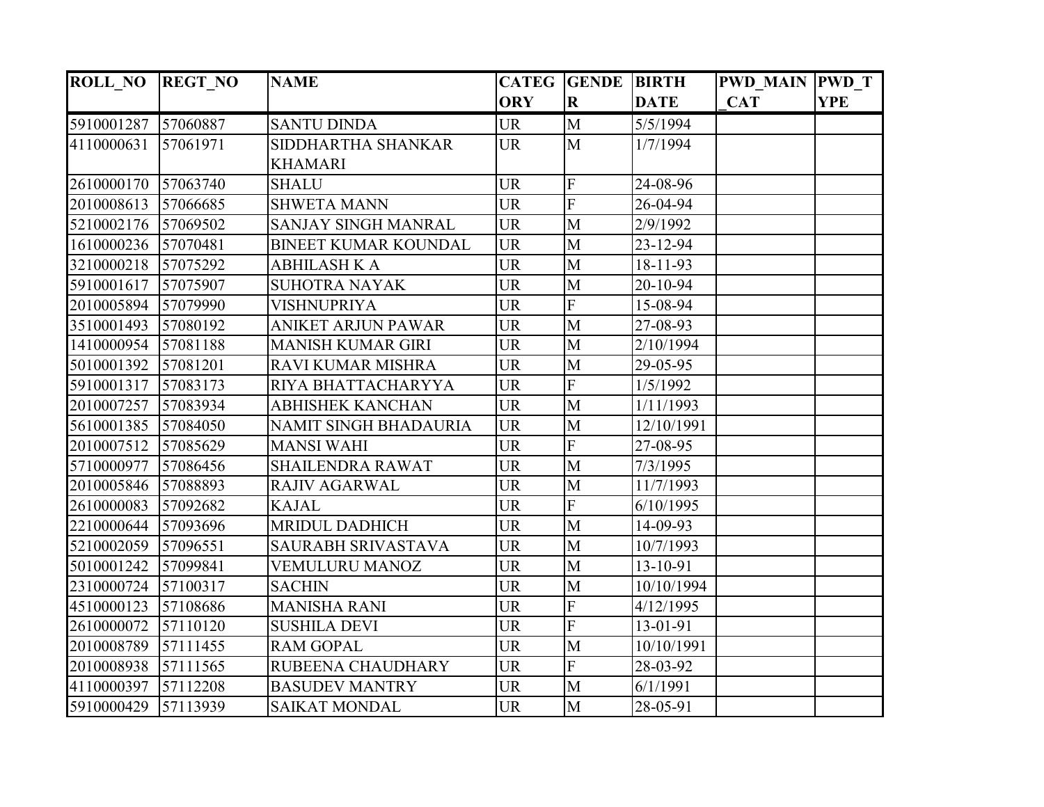| ROLL_NO | REGT_NO | NAME | CATEGORY | GENDER | BIRTH DATE | PWD_MAIN_CAT | PWD_TYPE |
|---|---|---|---|---|---|---|---|
| 5910001287 | 57060887 | SANTU DINDA | UR | M | 5/5/1994 | | |
| 4110000631 | 57061971 | SIDDHARTHA SHANKAR KHAMARI | UR | M | 1/7/1994 | | |
| 2610000170 | 57063740 | SHALU | UR | F | 24-08-96 | | |
| 2010008613 | 57066685 | SHWETA MANN | UR | F | 26-04-94 | | |
| 5210002176 | 57069502 | SANJAY SINGH MANRAL | UR | M | 2/9/1992 | | |
| 1610000236 | 57070481 | BINEET KUMAR KOUNDAL | UR | M | 23-12-94 | | |
| 3210000218 | 57075292 | ABHILASH K A | UR | M | 18-11-93 | | |
| 5910001617 | 57075907 | SUHOTRA NAYAK | UR | M | 20-10-94 | | |
| 2010005894 | 57079990 | VISHNUPRIYA | UR | F | 15-08-94 | | |
| 3510001493 | 57080192 | ANIKET ARJUN PAWAR | UR | M | 27-08-93 | | |
| 1410000954 | 57081188 | MANISH KUMAR GIRI | UR | M | 2/10/1994 | | |
| 5010001392 | 57081201 | RAVI KUMAR MISHRA | UR | M | 29-05-95 | | |
| 5910001317 | 57083173 | RIYA BHATTACHARYYA | UR | F | 1/5/1992 | | |
| 2010007257 | 57083934 | ABHISHEK KANCHAN | UR | M | 1/11/1993 | | |
| 5610001385 | 57084050 | NAMIT SINGH BHADAURIA | UR | M | 12/10/1991 | | |
| 2010007512 | 57085629 | MANSI WAHI | UR | F | 27-08-95 | | |
| 5710000977 | 57086456 | SHAILENDRA RAWAT | UR | M | 7/3/1995 | | |
| 2010005846 | 57088893 | RAJIV AGARWAL | UR | M | 11/7/1993 | | |
| 2610000083 | 57092682 | KAJAL | UR | F | 6/10/1995 | | |
| 2210000644 | 57093696 | MRIDUL DADHICH | UR | M | 14-09-93 | | |
| 5210002059 | 57096551 | SAURABH SRIVASTAVA | UR | M | 10/7/1993 | | |
| 5010001242 | 57099841 | VEMULURU MANOZ | UR | M | 13-10-91 | | |
| 2310000724 | 57100317 | SACHIN | UR | M | 10/10/1994 | | |
| 4510000123 | 57108686 | MANISHA RANI | UR | F | 4/12/1995 | | |
| 2610000072 | 57110120 | SUSHILA DEVI | UR | F | 13-01-91 | | |
| 2010008789 | 57111455 | RAM GOPAL | UR | M | 10/10/1991 | | |
| 2010008938 | 57111565 | RUBEENA CHAUDHARY | UR | F | 28-03-92 | | |
| 4110000397 | 57112208 | BASUDEV MANTRY | UR | M | 6/1/1991 | | |
| 5910000429 | 57113939 | SAIKAT MONDAL | UR | M | 28-05-91 | | |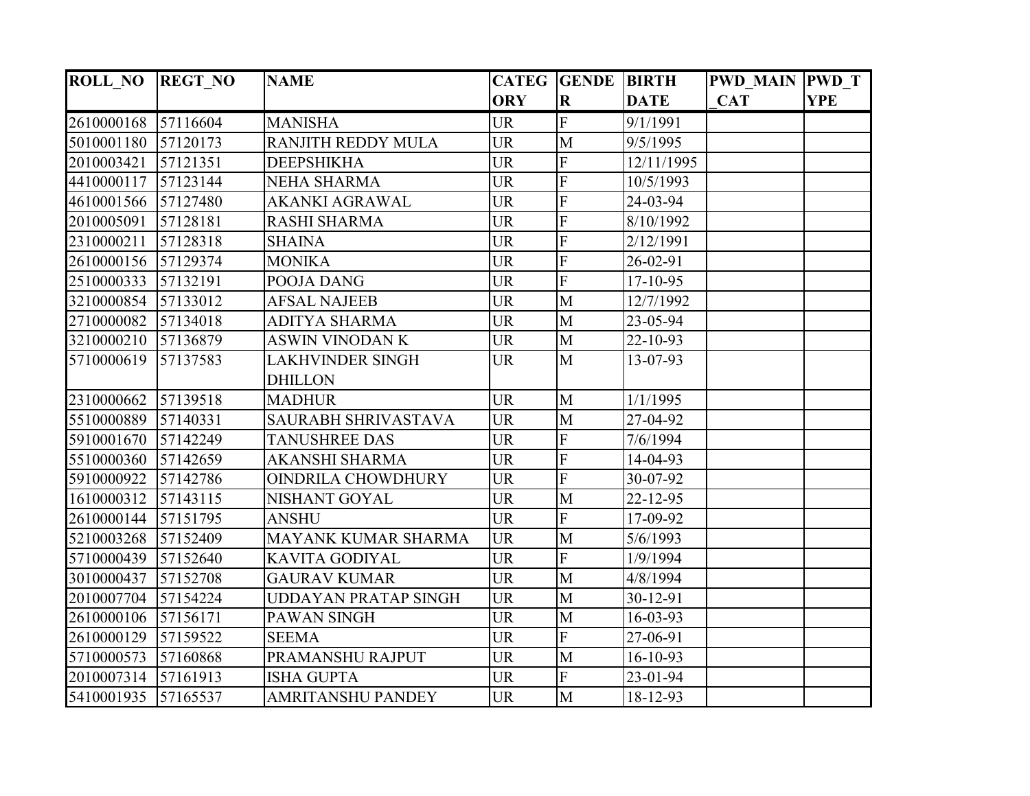| ROLL_NO | REGT_NO | NAME | CATEGORY | GENDER | BIRTH DATE | PWD_MAIN_CAT | PWD_TYPE |
|---|---|---|---|---|---|---|---|
| 2610000168 | 57116604 | MANISHA | UR | F | 9/1/1991 | | |
| 5010001180 | 57120173 | RANJITH REDDY MULA | UR | M | 9/5/1995 | | |
| 2010003421 | 57121351 | DEEPSHIKHA | UR | F | 12/11/1995 | | |
| 4410000117 | 57123144 | NEHA SHARMA | UR | F | 10/5/1993 | | |
| 4610001566 | 57127480 | AKANKI AGRAWAL | UR | F | 24-03-94 | | |
| 2010005091 | 57128181 | RASHI SHARMA | UR | F | 8/10/1992 | | |
| 2310000211 | 57128318 | SHAINA | UR | F | 2/12/1991 | | |
| 2610000156 | 57129374 | MONIKA | UR | F | 26-02-91 | | |
| 2510000333 | 57132191 | POOJA DANG | UR | F | 17-10-95 | | |
| 3210000854 | 57133012 | AFSAL NAJEEB | UR | M | 12/7/1992 | | |
| 2710000082 | 57134018 | ADITYA SHARMA | UR | M | 23-05-94 | | |
| 3210000210 | 57136879 | ASWIN VINODAN K | UR | M | 22-10-93 | | |
| 5710000619 | 57137583 | LAKHVINDER SINGH DHILLON | UR | M | 13-07-93 | | |
| 2310000662 | 57139518 | MADHUR | UR | M | 1/1/1995 | | |
| 5510000889 | 57140331 | SAURABH SHRIVASTAVA | UR | M | 27-04-92 | | |
| 5910001670 | 57142249 | TANUSHREE DAS | UR | F | 7/6/1994 | | |
| 5510000360 | 57142659 | AKANSHI SHARMA | UR | F | 14-04-93 | | |
| 5910000922 | 57142786 | OINDRILA CHOWDHURY | UR | F | 30-07-92 | | |
| 1610000312 | 57143115 | NISHANT GOYAL | UR | M | 22-12-95 | | |
| 2610000144 | 57151795 | ANSHU | UR | F | 17-09-92 | | |
| 5210003268 | 57152409 | MAYANK KUMAR SHARMA | UR | M | 5/6/1993 | | |
| 5710000439 | 57152640 | KAVITA GODIYAL | UR | F | 1/9/1994 | | |
| 3010000437 | 57152708 | GAURAV KUMAR | UR | M | 4/8/1994 | | |
| 2010007704 | 57154224 | UDDAYAN PRATAP SINGH | UR | M | 30-12-91 | | |
| 2610000106 | 57156171 | PAWAN SINGH | UR | M | 16-03-93 | | |
| 2610000129 | 57159522 | SEEMA | UR | F | 27-06-91 | | |
| 5710000573 | 57160868 | PRAMANSHU RAJPUT | UR | M | 16-10-93 | | |
| 2010007314 | 57161913 | ISHA GUPTA | UR | F | 23-01-94 | | |
| 5410001935 | 57165537 | AMRITANSHU PANDEY | UR | M | 18-12-93 | | |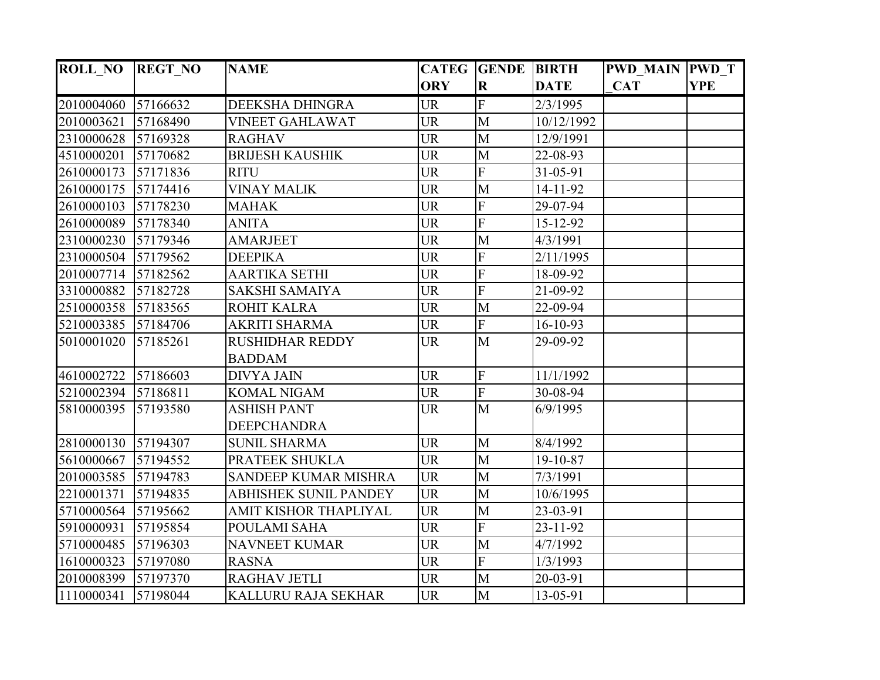| ROLL_NO | REGT_NO | NAME | CATEGORY | GENDER | BIRTH DATE | PWD_MAIN_CAT | PWD_TYPE |
|---|---|---|---|---|---|---|---|
| 2010004060 | 57166632 | DEEKSHA DHINGRA | UR | F | 2/3/1995 | | |
| 2010003621 | 57168490 | VINEET GAHLAWAT | UR | M | 10/12/1992 | | |
| 2310000628 | 57169328 | RAGHAV | UR | M | 12/9/1991 | | |
| 4510000201 | 57170682 | BRIJESH KAUSHIK | UR | M | 22-08-93 | | |
| 2610000173 | 57171836 | RITU | UR | F | 31-05-91 | | |
| 2610000175 | 57174416 | VINAY MALIK | UR | M | 14-11-92 | | |
| 2610000103 | 57178230 | MAHAK | UR | F | 29-07-94 | | |
| 2610000089 | 57178340 | ANITA | UR | F | 15-12-92 | | |
| 2310000230 | 57179346 | AMARJEET | UR | M | 4/3/1991 | | |
| 2310000504 | 57179562 | DEEPIKA | UR | F | 2/11/1995 | | |
| 2010007714 | 57182562 | AARTIKA SETHI | UR | F | 18-09-92 | | |
| 3310000882 | 57182728 | SAKSHI SAMAIYA | UR | F | 21-09-92 | | |
| 2510000358 | 57183565 | ROHIT KALRA | UR | M | 22-09-94 | | |
| 5210003385 | 57184706 | AKRITI SHARMA | UR | F | 16-10-93 | | |
| 5010001020 | 57185261 | RUSHIDHAR REDDY BADDAM | UR | M | 29-09-92 | | |
| 4610002722 | 57186603 | DIVYA JAIN | UR | F | 11/1/1992 | | |
| 5210002394 | 57186811 | KOMAL NIGAM | UR | F | 30-08-94 | | |
| 5810000395 | 57193580 | ASHISH PANT DEEPCHANDRA | UR | M | 6/9/1995 | | |
| 2810000130 | 57194307 | SUNIL SHARMA | UR | M | 8/4/1992 | | |
| 5610000667 | 57194552 | PRATEEK SHUKLA | UR | M | 19-10-87 | | |
| 2010003585 | 57194783 | SANDEEP KUMAR MISHRA | UR | M | 7/3/1991 | | |
| 2210001371 | 57194835 | ABHISHEK SUNIL PANDEY | UR | M | 10/6/1995 | | |
| 5710000564 | 57195662 | AMIT KISHOR THAPLIYAL | UR | M | 23-03-91 | | |
| 5910000931 | 57195854 | POULAMI SAHA | UR | F | 23-11-92 | | |
| 5710000485 | 57196303 | NAVNEET KUMAR | UR | M | 4/7/1992 | | |
| 1610000323 | 57197080 | RASNA | UR | F | 1/3/1993 | | |
| 2010008399 | 57197370 | RAGHAV JETLI | UR | M | 20-03-91 | | |
| 1110000341 | 57198044 | KALLURU RAJA SEKHAR | UR | M | 13-05-91 | | |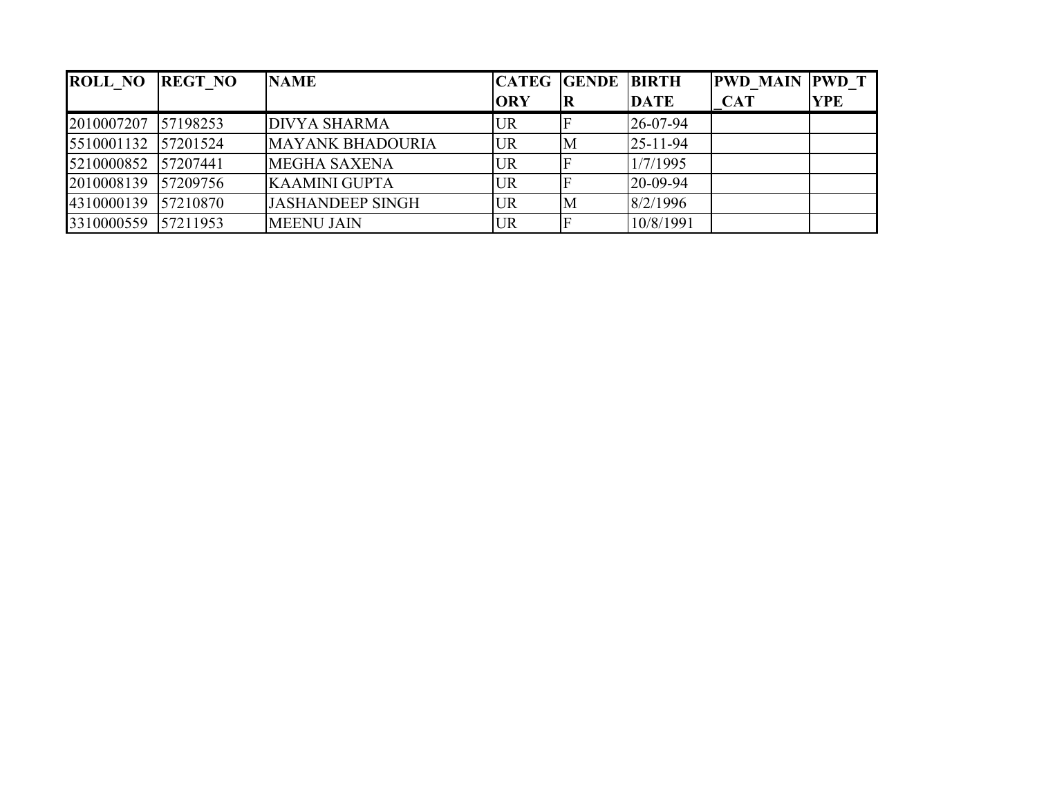| ROLL_NO | REGT_NO | NAME | CATEGORY | GENDER | BIRTH DATE | PWD_MAIN_CAT | PWD_TYPE |
|---|---|---|---|---|---|---|---|
| 2010007207 | 57198253 | DIVYA SHARMA | UR | F | 26-07-94 | | |
| 5510001132 | 57201524 | MAYANK BHADOURIA | UR | M | 25-11-94 | | |
| 5210000852 | 57207441 | MEGHA SAXENA | UR | F | 1/7/1995 | | |
| 2010008139 | 57209756 | KAAMINI GUPTA | UR | F | 20-09-94 | | |
| 4310000139 | 57210870 | JASHANDEEP SINGH | UR | M | 8/2/1996 | | |
| 3310000559 | 57211953 | MEENU JAIN | UR | F | 10/8/1991 | | |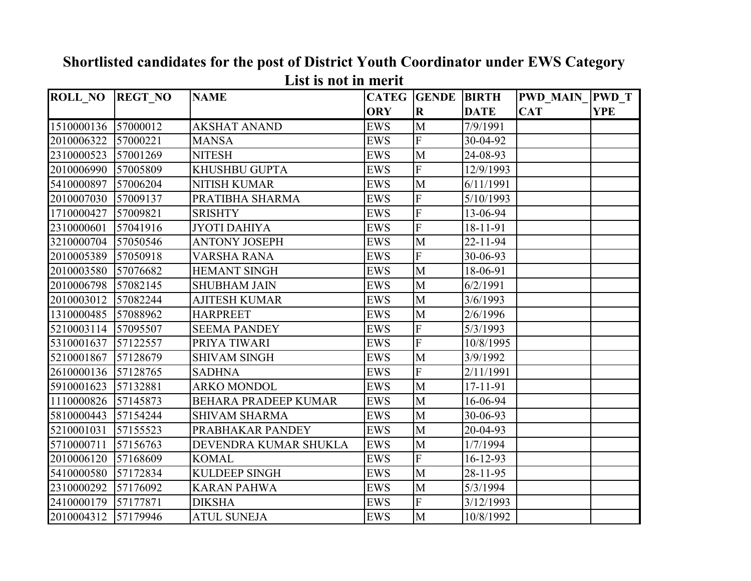**Shortlisted candidates for the post of District Youth Coordinator under EWS Category**

**List is not in merit**

| ROLL_NO | REGT_NO | NAME | CATEGORY | GENDER | BIRTH DATE | PWD_MAIN_CAT | PWD_TYPE |
|---|---|---|---|---|---|---|---|
| 1510000136 | 57000012 | AKSHAT ANAND | EWS | M | 7/9/1991 | | |
| 2010006322 | 57000221 | MANSA | EWS | F | 30-04-92 | | |
| 2310000523 | 57001269 | NITESH | EWS | M | 24-08-93 | | |
| 2010006990 | 57005809 | KHUSHBU GUPTA | EWS | F | 12/9/1993 | | |
| 5410000897 | 57006204 | NITISH KUMAR | EWS | M | 6/11/1991 | | |
| 2010007030 | 57009137 | PRATIBHA SHARMA | EWS | F | 5/10/1993 | | |
| 1710000427 | 57009821 | SRISHTY | EWS | F | 13-06-94 | | |
| 2310000601 | 57041916 | JYOTI DAHIYA | EWS | F | 18-11-91 | | |
| 3210000704 | 57050546 | ANTONY JOSEPH | EWS | M | 22-11-94 | | |
| 2010005389 | 57050918 | VARSHA RANA | EWS | F | 30-06-93 | | |
| 2010003580 | 57076682 | HEMANT SINGH | EWS | M | 18-06-91 | | |
| 2010006798 | 57082145 | SHUBHAM JAIN | EWS | M | 6/2/1991 | | |
| 2010003012 | 57082244 | AJITESH KUMAR | EWS | M | 3/6/1993 | | |
| 1310000485 | 57088962 | HARPREET | EWS | M | 2/6/1996 | | |
| 5210003114 | 57095507 | SEEMA PANDEY | EWS | F | 5/3/1993 | | |
| 5310001637 | 57122557 | PRIYA TIWARI | EWS | F | 10/8/1995 | | |
| 5210001867 | 57128679 | SHIVAM SINGH | EWS | M | 3/9/1992 | | |
| 2610000136 | 57128765 | SADHNA | EWS | F | 2/11/1991 | | |
| 5910001623 | 57132881 | ARKO MONDOL | EWS | M | 17-11-91 | | |
| 1110000826 | 57145873 | BEHARA PRADEEP KUMAR | EWS | M | 16-06-94 | | |
| 5810000443 | 57154244 | SHIVAM SHARMA | EWS | M | 30-06-93 | | |
| 5210001031 | 57155523 | PRABHAKAR PANDEY | EWS | M | 20-04-93 | | |
| 5710000711 | 57156763 | DEVENDRA KUMAR SHUKLA | EWS | M | 1/7/1994 | | |
| 2010006120 | 57168609 | KOMAL | EWS | F | 16-12-93 | | |
| 5410000580 | 57172834 | KULDEEP SINGH | EWS | M | 28-11-95 | | |
| 2310000292 | 57176092 | KARAN PAHWA | EWS | M | 5/3/1994 | | |
| 2410000179 | 57177871 | DIKSHA | EWS | F | 3/12/1993 | | |
| 2010004312 | 57179946 | ATUL SUNEJA | EWS | M | 10/8/1992 | | |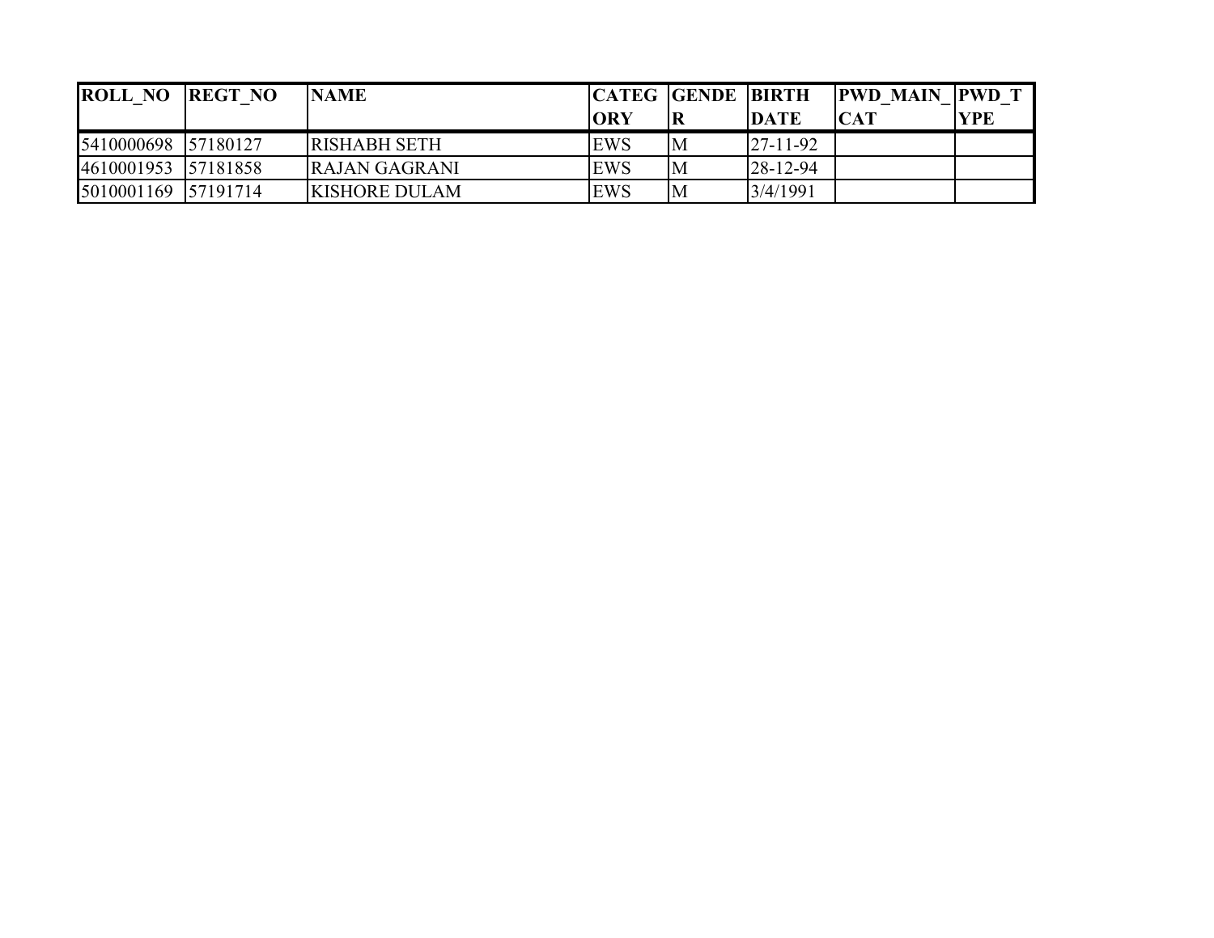| ROLL_NO | REGT_NO | NAME | CATEGORY | GENDER | BIRTH DATE | PWD_MAIN_CAT | PWD_TYPE |
|---|---|---|---|---|---|---|---|
| 5410000698 | 57180127 | RISHABH SETH | EWS | M | 27-11-92 | | |
| 4610001953 | 57181858 | RAJAN GAGRANI | EWS | M | 28-12-94 | | |
| 5010001169 | 57191714 | KISHORE DULAM | EWS | M | 3/4/1991 | | |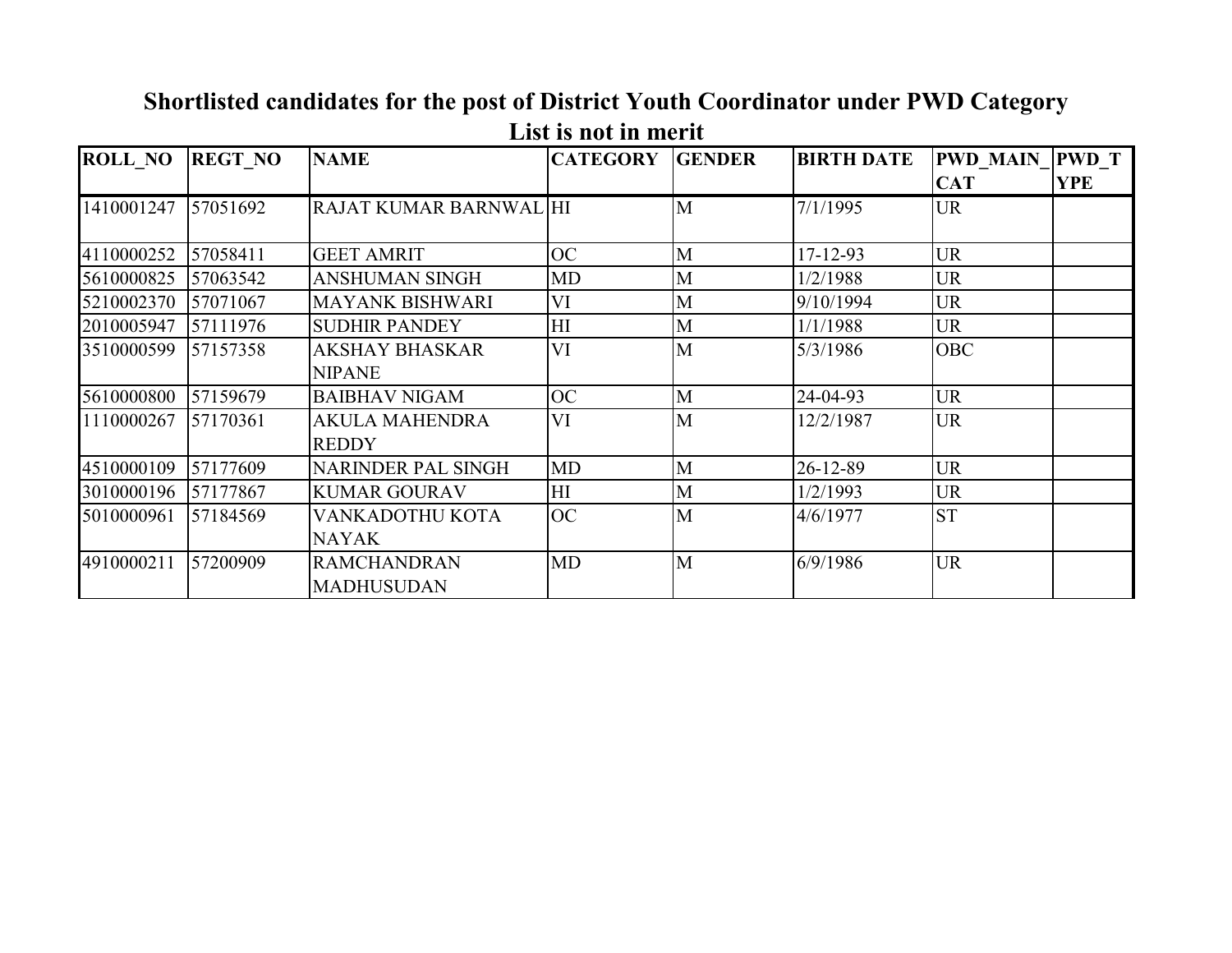## Shortlisted candidates for the post of District Youth Coordinator under PWD Category

### List is not in merit

| ROLL_NO | REGT_NO | NAME | CATEGORY | GENDER | BIRTH DATE | PWD_MAIN_CAT | PWD_TYPE |
|---|---|---|---|---|---|---|---|
| 1410001247 | 57051692 | RAJAT KUMAR BARNWAL | HI | M | 7/1/1995 | UR | |
| 4110000252 | 57058411 | GEET AMRIT | OC | M | 17-12-93 | UR | |
| 5610000825 | 57063542 | ANSHUMAN SINGH | MD | M | 1/2/1988 | UR | |
| 5210002370 | 57071067 | MAYANK BISHWARI | VI | M | 9/10/1994 | UR | |
| 2010005947 | 57111976 | SUDHIR PANDEY | HI | M | 1/1/1988 | UR | |
| 3510000599 | 57157358 | AKSHAY BHASKAR NIPANE | VI | M | 5/3/1986 | OBC | |
| 5610000800 | 57159679 | BAIBHAV NIGAM | OC | M | 24-04-93 | UR | |
| 1110000267 | 57170361 | AKULA MAHENDRA REDDY | VI | M | 12/2/1987 | UR | |
| 4510000109 | 57177609 | NARINDER PAL SINGH | MD | M | 26-12-89 | UR | |
| 3010000196 | 57177867 | KUMAR GOURAV | HI | M | 1/2/1993 | UR | |
| 5010000961 | 57184569 | VANKADOTHU KOTA NAYAK | OC | M | 4/6/1977 | ST | |
| 4910000211 | 57200909 | RAMCHANDRAN MADHUSUDAN | MD | M | 6/9/1986 | UR | |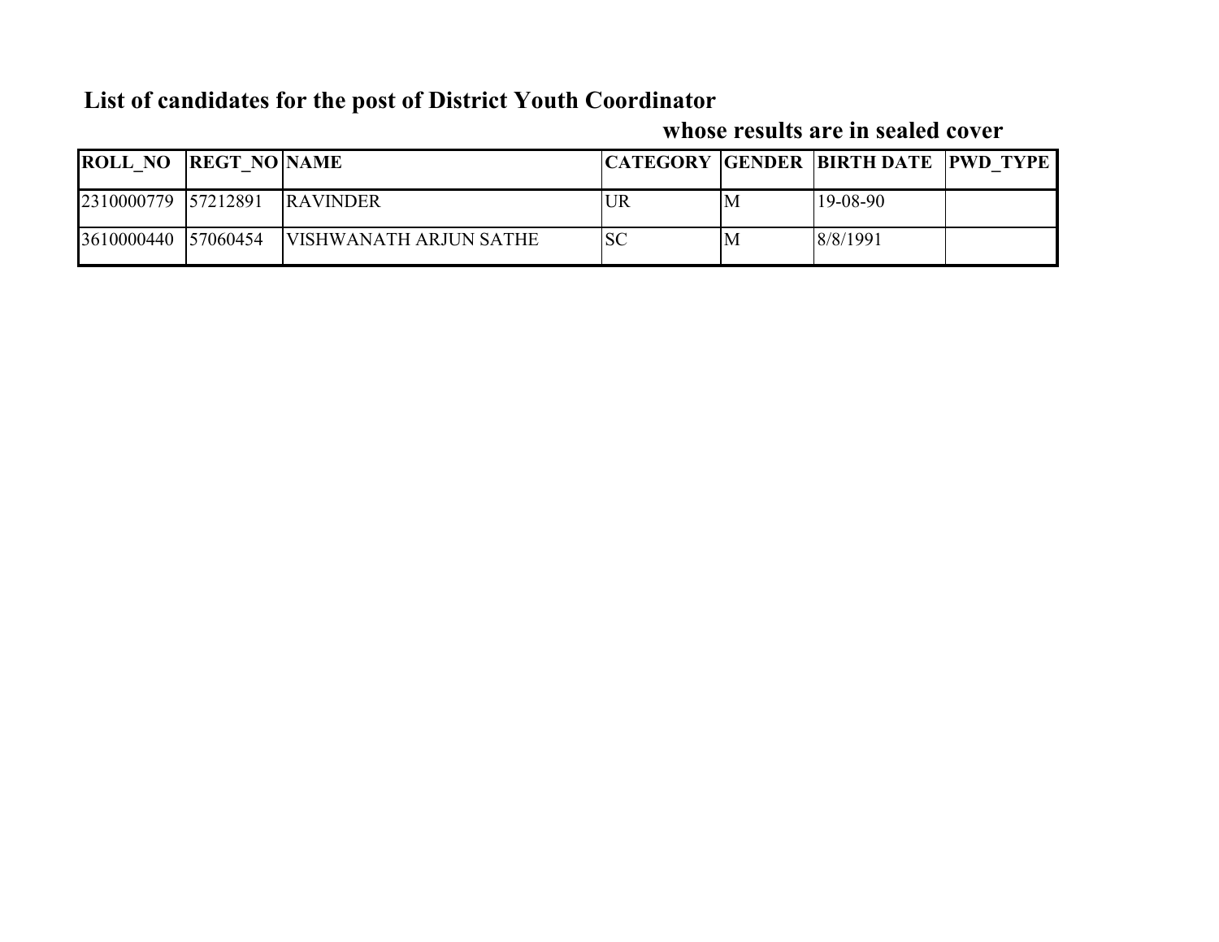**List of candidates for the post of District Youth Coordinator**

**whose results are in sealed cover**

| ROLL_NO | REGT_NO | NAME | CATEGORY | GENDER | BIRTH DATE | PWD_TYPE |
|---|---|---|---|---|---|---|
| 2310000779 | 57212891 | RAVINDER | UR | M | 19-08-90 | |
| 3610000440 | 57060454 | VISHWANATH ARJUN SATHE | SC | M | 8/8/1991 | |